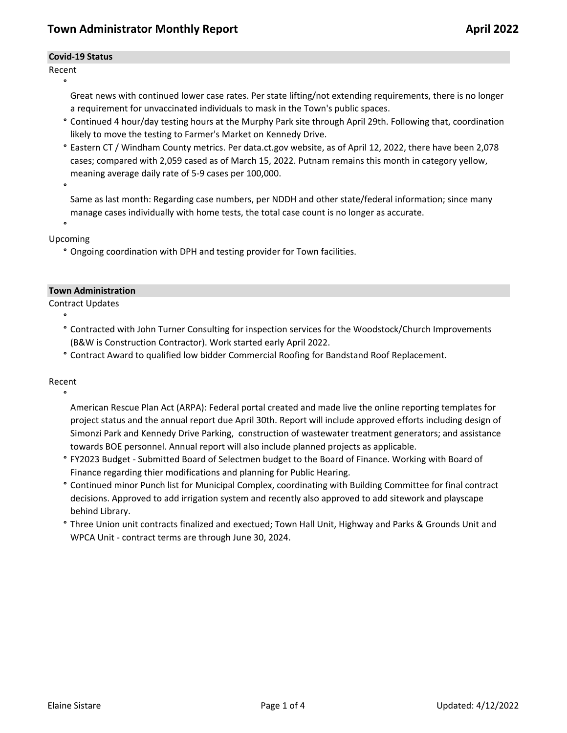# Town Administrator Monthly Report — April 2022

## Covid-19 Status

Recent

- Great news with continued lower case rates. Per state lifting/not extending requirements, there is no longer a requirement for unvaccinated individuals to mask in the Town's public spaces.
- Continued 4 hour/day testing hours at the Murphy Park site through April 29th. Following that, coordination likely to move the testing to Farmer's Market on Kennedy Drive.
- Eastern CT / Windham County metrics. Per data.ct.gov website, as of April 12, 2022, there have been 2,078 cases; compared with 2,059 cased as of March 15, 2022. Putnam remains this month in category yellow, meaning average daily rate of 5-9 cases per 100,000.
- Same as last month: Regarding case numbers, per NDDH and other state/federal information; since many manage cases individually with home tests, the total case count is no longer as accurate.

Upcoming

- Ongoing coordination with DPH and testing provider for Town facilities.

## Town Administration

Contract Updates

- Contracted with John Turner Consulting for inspection services for the Woodstock/Church Improvements (B&W is Construction Contractor). Work started early April 2022.
- Contract Award to qualified low bidder Commercial Roofing for Bandstand Roof Replacement.

Recent

- American Rescue Plan Act (ARPA): Federal portal created and made live the online reporting templates for project status and the annual report due April 30th. Report will include approved efforts including design of Simonzi Park and Kennedy Drive Parking, construction of wastewater treatment generators; and assistance towards BOE personnel. Annual report will also include planned projects as applicable.
- FY2023 Budget - Submitted Board of Selectmen budget to the Board of Finance. Working with Board of Finance regarding thier modifications and planning for Public Hearing.
- Continued minor Punch list for Municipal Complex, coordinating with Building Committee for final contract decisions. Approved to add irrigation system and recently also approved to add sitework and playscape behind Library.
- Three Union unit contracts finalized and exectued; Town Hall Unit, Highway and Parks & Grounds Unit and WPCA Unit - contract terms are through June 30, 2024.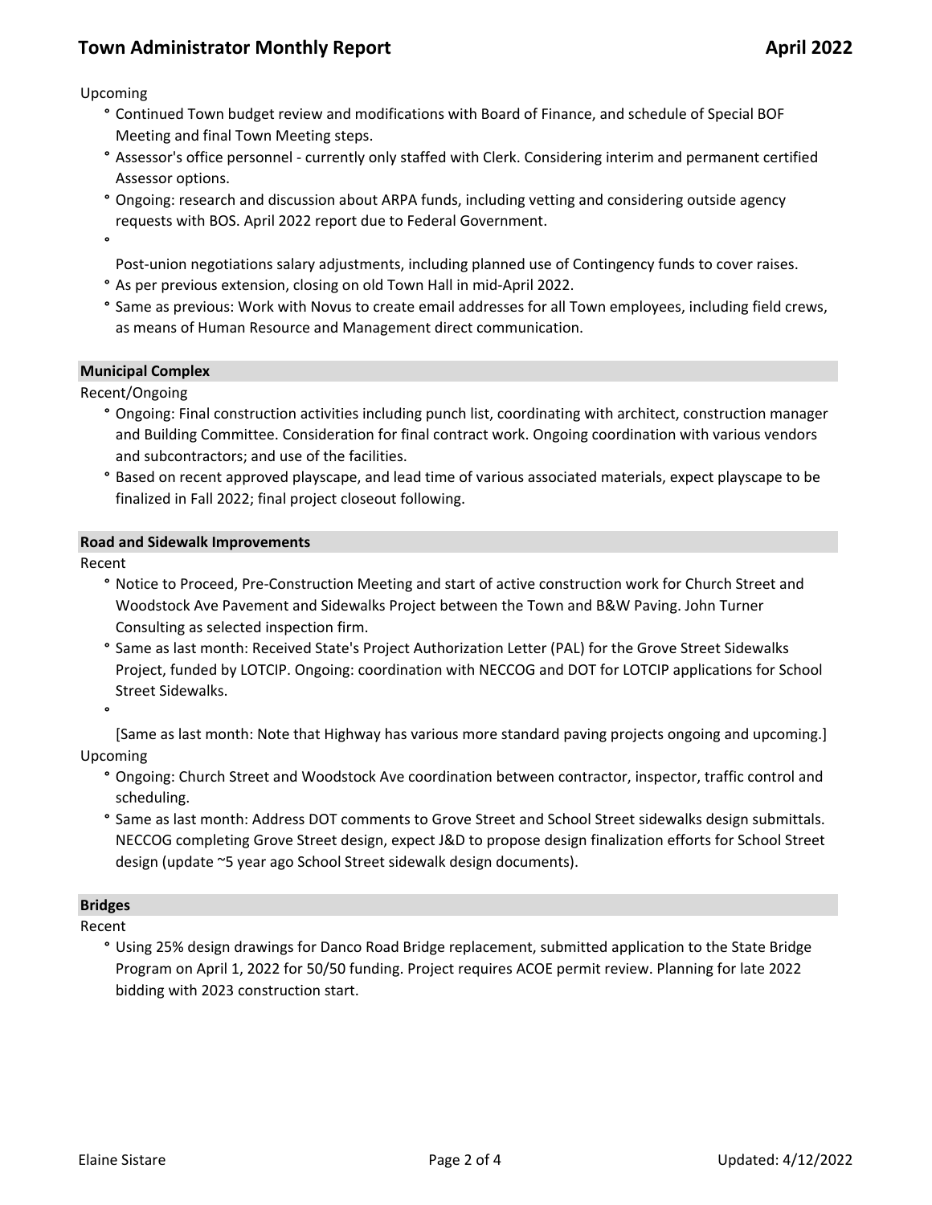Upcoming

- Continued Town budget review and modifications with Board of Finance, and schedule of Special BOF Meeting and final Town Meeting steps.
- Assessor's office personnel - currently only staffed with Clerk. Considering interim and permanent certified Assessor options.
- Ongoing: research and discussion about ARPA funds, including vetting and considering outside agency requests with BOS. April 2022 report due to Federal Government.
- Post-union negotiations salary adjustments, including planned use of Contingency funds to cover raises.
- As per previous extension, closing on old Town Hall in mid-April 2022.
- Same as previous: Work with Novus to create email addresses for all Town employees, including field crews, as means of Human Resource and Management direct communication.

## Municipal Complex

Recent/Ongoing

- Ongoing: Final construction activities including punch list, coordinating with architect, construction manager and Building Committee. Consideration for final contract work. Ongoing coordination with various vendors and subcontractors; and use of the facilities.
- Based on recent approved playscape, and lead time of various associated materials, expect playscape to be finalized in Fall 2022; final project closeout following.

## Road and Sidewalk Improvements

Recent

- Notice to Proceed, Pre-Construction Meeting and start of active construction work for Church Street and Woodstock Ave Pavement and Sidewalks Project between the Town and B&W Paving. John Turner Consulting as selected inspection firm.
- Same as last month: Received State's Project Authorization Letter (PAL) for the Grove Street Sidewalks Project, funded by LOTCIP. Ongoing: coordination with NECCOG and DOT for LOTCIP applications for School Street Sidewalks.
- [Same as last month: Note that Highway has various more standard paving projects ongoing and upcoming.]

Upcoming

- Ongoing: Church Street and Woodstock Ave coordination between contractor, inspector, traffic control and scheduling.
- Same as last month: Address DOT comments to Grove Street and School Street sidewalks design submittals. NECCOG completing Grove Street design, expect J&D to propose design finalization efforts for School Street design (update ~5 year ago School Street sidewalk design documents).

## Bridges

Recent

- Using 25% design drawings for Danco Road Bridge replacement, submitted application to the State Bridge Program on April 1, 2022 for 50/50 funding. Project requires ACOE permit review. Planning for late 2022 bidding with 2023 construction start.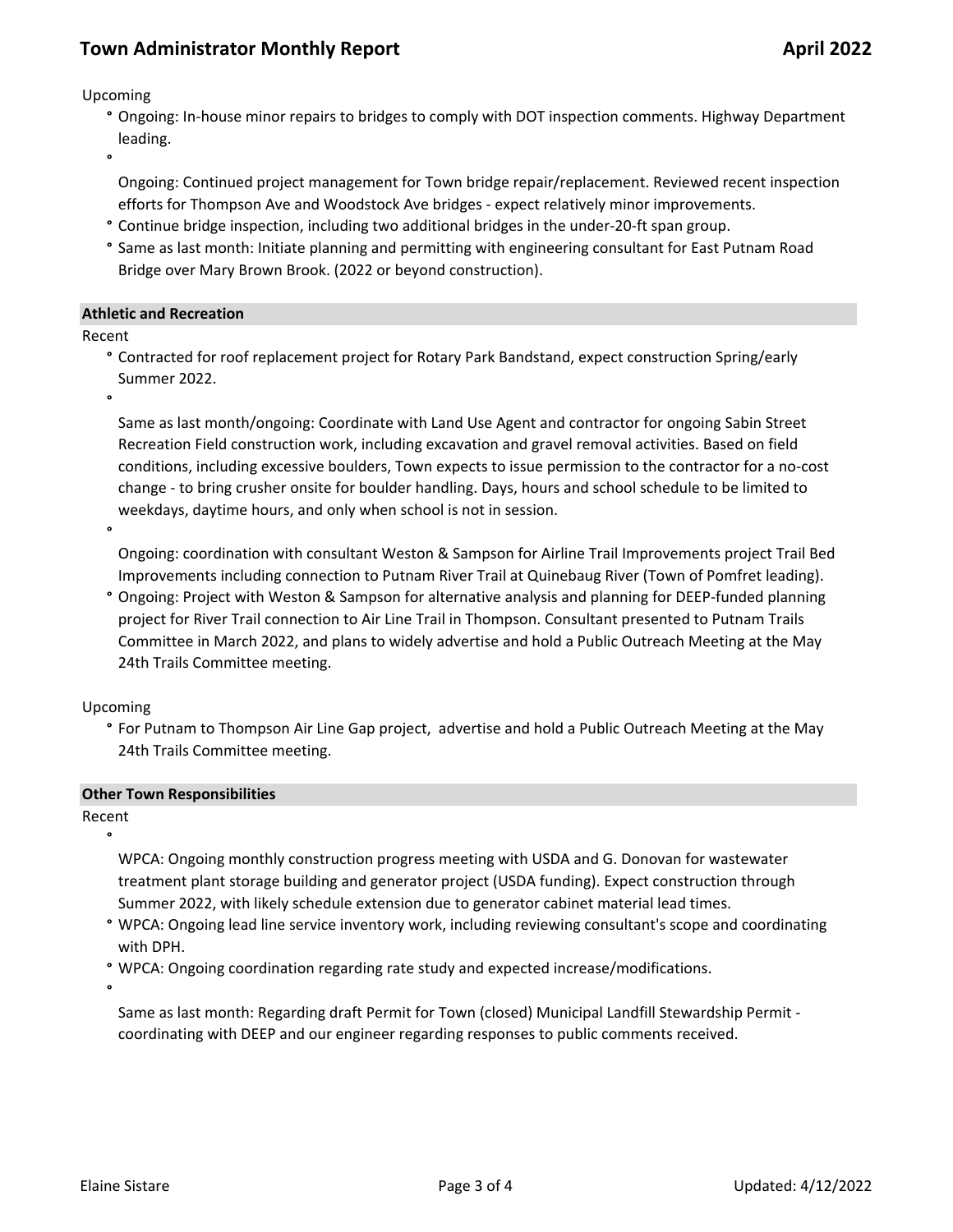Upcoming

- Ongoing: In-house minor repairs to bridges to comply with DOT inspection comments. Highway Department leading.
- Ongoing: Continued project management for Town bridge repair/replacement. Reviewed recent inspection efforts for Thompson Ave and Woodstock Ave bridges - expect relatively minor improvements.
- Continue bridge inspection, including two additional bridges in the under-20-ft span group.
- Same as last month: Initiate planning and permitting with engineering consultant for East Putnam Road Bridge over Mary Brown Brook. (2022 or beyond construction).

## Athletic and Recreation

Recent

- Contracted for roof replacement project for Rotary Park Bandstand, expect construction Spring/early Summer 2022.
- Same as last month/ongoing: Coordinate with Land Use Agent and contractor for ongoing Sabin Street Recreation Field construction work, including excavation and gravel removal activities. Based on field conditions, including excessive boulders, Town expects to issue permission to the contractor for a no-cost change - to bring crusher onsite for boulder handling. Days, hours and school schedule to be limited to weekdays, daytime hours, and only when school is not in session.
- Ongoing: coordination with consultant Weston & Sampson for Airline Trail Improvements project Trail Bed Improvements including connection to Putnam River Trail at Quinebaug River (Town of Pomfret leading).
- Ongoing: Project with Weston & Sampson for alternative analysis and planning for DEEP-funded planning project for River Trail connection to Air Line Trail in Thompson. Consultant presented to Putnam Trails Committee in March 2022, and plans to widely advertise and hold a Public Outreach Meeting at the May 24th Trails Committee meeting.

Upcoming

- For Putnam to Thompson Air Line Gap project, advertise and hold a Public Outreach Meeting at the May 24th Trails Committee meeting.

## Other Town Responsibilities

Recent

- WPCA: Ongoing monthly construction progress meeting with USDA and G. Donovan for wastewater treatment plant storage building and generator project (USDA funding). Expect construction through Summer 2022, with likely schedule extension due to generator cabinet material lead times.
- WPCA: Ongoing lead line service inventory work, including reviewing consultant's scope and coordinating with DPH.
- WPCA: Ongoing coordination regarding rate study and expected increase/modifications.
- Same as last month: Regarding draft Permit for Town (closed) Municipal Landfill Stewardship Permit - coordinating with DEEP and our engineer regarding responses to public comments received.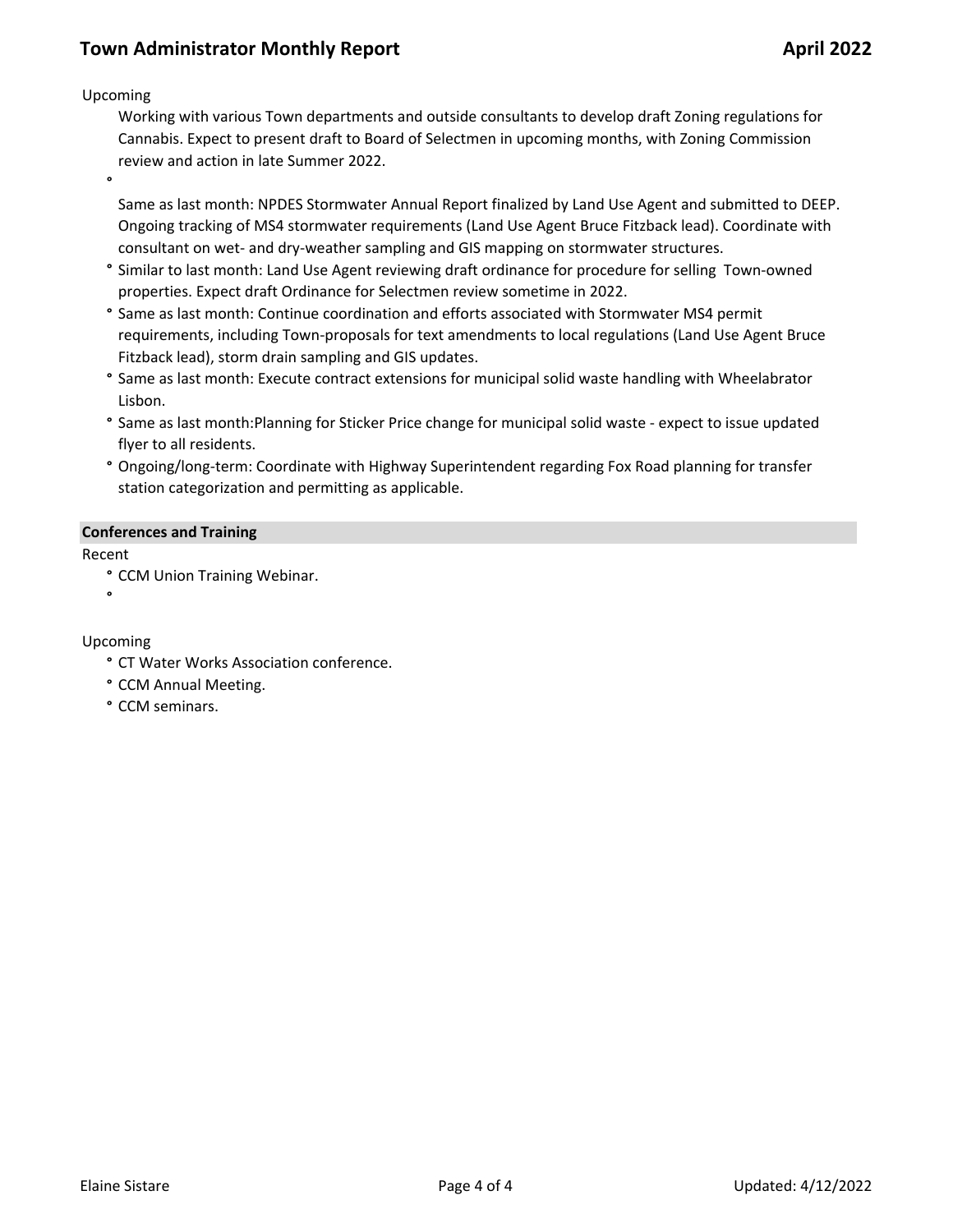Upcoming

- Working with various Town departments and outside consultants to develop draft Zoning regulations for Cannabis. Expect to present draft to Board of Selectmen in upcoming months, with Zoning Commission review and action in late Summer 2022.
- Same as last month: NPDES Stormwater Annual Report finalized by Land Use Agent and submitted to DEEP. Ongoing tracking of MS4 stormwater requirements (Land Use Agent Bruce Fitzback lead). Coordinate with consultant on wet- and dry-weather sampling and GIS mapping on stormwater structures.
- Similar to last month: Land Use Agent reviewing draft ordinance for procedure for selling Town-owned properties. Expect draft Ordinance for Selectmen review sometime in 2022.
- Same as last month: Continue coordination and efforts associated with Stormwater MS4 permit requirements, including Town-proposals for text amendments to local regulations (Land Use Agent Bruce Fitzback lead), storm drain sampling and GIS updates.
- Same as last month: Execute contract extensions for municipal solid waste handling with Wheelabrator Lisbon.
- Same as last month:Planning for Sticker Price change for municipal solid waste - expect to issue updated flyer to all residents.
- Ongoing/long-term: Coordinate with Highway Superintendent regarding Fox Road planning for transfer station categorization and permitting as applicable.

## Conferences and Training

Recent

- CCM Union Training Webinar.

Upcoming

- CT Water Works Association conference.
- CCM Annual Meeting.
- CCM seminars.